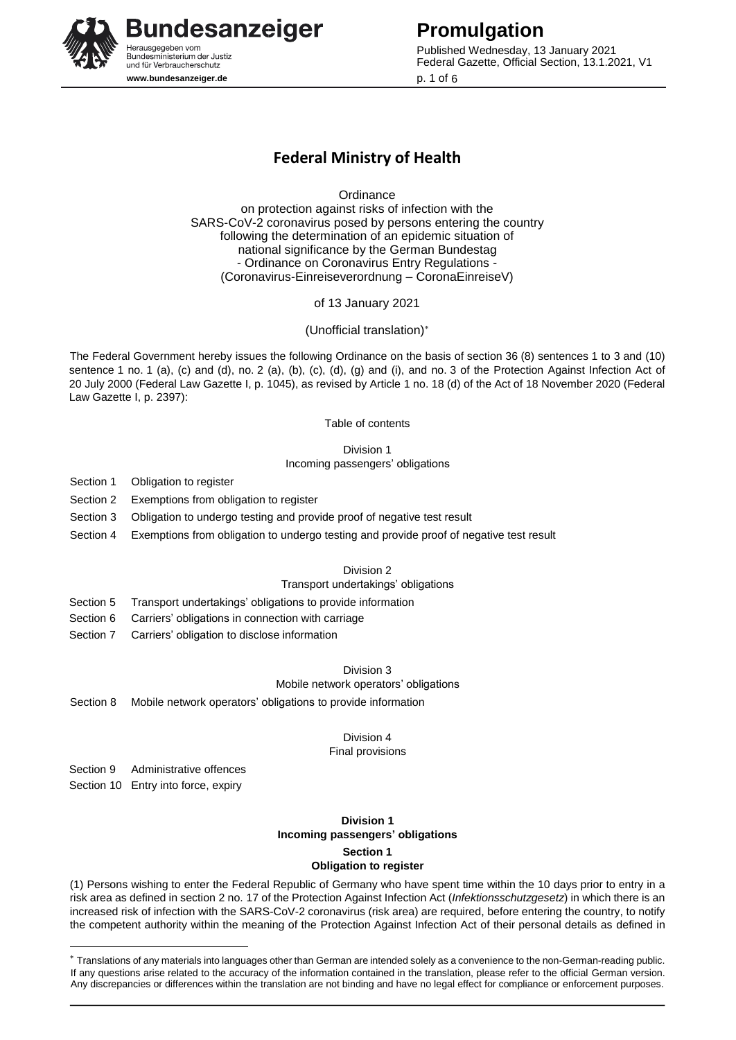# Federal Ministry of Health

Ordinance
on protection against risks of infection with the
SARS-CoV-2 coronavirus posed by persons entering the country
following the determination of an epidemic situation of
national significance by the German Bundestag
- Ordinance on Coronavirus Entry Regulations -
(Coronavirus-Einreiseverordnung – CoronaEinreiseV)

of 13 January 2021

(Unofficial translation)*

The Federal Government hereby issues the following Ordinance on the basis of section 36 (8) sentences 1 to 3 and (10) sentence 1 no. 1 (a), (c) and (d), no. 2 (a), (b), (c), (d), (g) and (i), and no. 3 of the Protection Against Infection Act of 20 July 2000 (Federal Law Gazette I, p. 1045), as revised by Article 1 no. 18 (d) of the Act of 18 November 2020 (Federal Law Gazette I, p. 2397):

Table of contents

Division 1
Incoming passengers' obligations

- Section 1 Obligation to register
- Section 2 Exemptions from obligation to register
- Section 3 Obligation to undergo testing and provide proof of negative test result
- Section 4 Exemptions from obligation to undergo testing and provide proof of negative test result

Division 2
Transport undertakings' obligations

- Section 5 Transport undertakings' obligations to provide information
- Section 6 Carriers' obligations in connection with carriage
- Section 7 Carriers' obligation to disclose information

Division 3
Mobile network operators' obligations

- Section 8 Mobile network operators' obligations to provide information

Division 4
Final provisions

- Section 9 Administrative offences
- Section 10 Entry into force, expiry

## Division 1
## Incoming passengers' obligations

### Section 1
### Obligation to register

(1) Persons wishing to enter the Federal Republic of Germany who have spent time within the 10 days prior to entry in a risk area as defined in section 2 no. 17 of the Protection Against Infection Act (*Infektionsschutzgesetz*) in which there is an increased risk of infection with the SARS-CoV-2 coronavirus (risk area) are required, before entering the country, to notify the competent authority within the meaning of the Protection Against Infection Act of their personal details as defined in

---

* Translations of any materials into languages other than German are intended solely as a convenience to the non-German-reading public. If any questions arise related to the accuracy of the information contained in the translation, please refer to the official German version. Any discrepancies or differences within the translation are not binding and have no legal effect for compliance or enforcement purposes.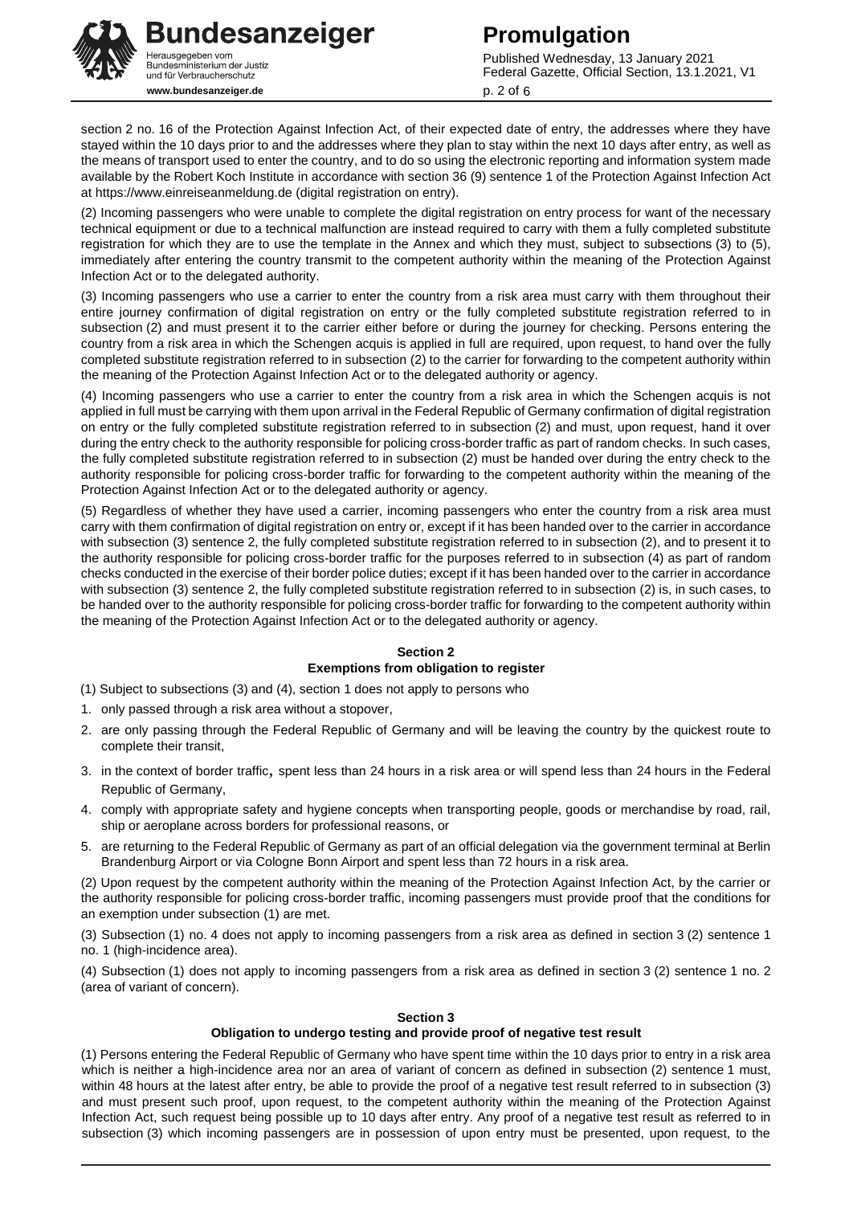section 2 no. 16 of the Protection Against Infection Act, of their expected date of entry, the addresses where they have stayed within the 10 days prior to and the addresses where they plan to stay within the next 10 days after entry, as well as the means of transport used to enter the country, and to do so using the electronic reporting and information system made available by the Robert Koch Institute in accordance with section 36 (9) sentence 1 of the Protection Against Infection Act at https://www.einreiseanmeldung.de (digital registration on entry).

(2) Incoming passengers who were unable to complete the digital registration on entry process for want of the necessary technical equipment or due to a technical malfunction are instead required to carry with them a fully completed substitute registration for which they are to use the template in the Annex and which they must, subject to subsections (3) to (5), immediately after entering the country transmit to the competent authority within the meaning of the Protection Against Infection Act or to the delegated authority.

(3) Incoming passengers who use a carrier to enter the country from a risk area must carry with them throughout their entire journey confirmation of digital registration on entry or the fully completed substitute registration referred to in subsection (2) and must present it to the carrier either before or during the journey for checking. Persons entering the country from a risk area in which the Schengen acquis is applied in full are required, upon request, to hand over the fully completed substitute registration referred to in subsection (2) to the carrier for forwarding to the competent authority within the meaning of the Protection Against Infection Act or to the delegated authority or agency.

(4) Incoming passengers who use a carrier to enter the country from a risk area in which the Schengen acquis is not applied in full must be carrying with them upon arrival in the Federal Republic of Germany confirmation of digital registration on entry or the fully completed substitute registration referred to in subsection (2) and must, upon request, hand it over during the entry check to the authority responsible for policing cross-border traffic as part of random checks. In such cases, the fully completed substitute registration referred to in subsection (2) must be handed over during the entry check to the authority responsible for policing cross-border traffic for forwarding to the competent authority within the meaning of the Protection Against Infection Act or to the delegated authority or agency.

(5) Regardless of whether they have used a carrier, incoming passengers who enter the country from a risk area must carry with them confirmation of digital registration on entry or, except if it has been handed over to the carrier in accordance with subsection (3) sentence 2, the fully completed substitute registration referred to in subsection (2), and to present it to the authority responsible for policing cross-border traffic for the purposes referred to in subsection (4) as part of random checks conducted in the exercise of their border police duties; except if it has been handed over to the carrier in accordance with subsection (3) sentence 2, the fully completed substitute registration referred to in subsection (2) is, in such cases, to be handed over to the authority responsible for policing cross-border traffic for forwarding to the competent authority within the meaning of the Protection Against Infection Act or to the delegated authority or agency.

### Section 2
### Exemptions from obligation to register

(1) Subject to subsections (3) and (4), section 1 does not apply to persons who

1. only passed through a risk area without a stopover,
2. are only passing through the Federal Republic of Germany and will be leaving the country by the quickest route to complete their transit,
3. in the context of border traffic, spent less than 24 hours in a risk area or will spend less than 24 hours in the Federal Republic of Germany,
4. comply with appropriate safety and hygiene concepts when transporting people, goods or merchandise by road, rail, ship or aeroplane across borders for professional reasons, or
5. are returning to the Federal Republic of Germany as part of an official delegation via the government terminal at Berlin Brandenburg Airport or via Cologne Bonn Airport and spent less than 72 hours in a risk area.

(2) Upon request by the competent authority within the meaning of the Protection Against Infection Act, by the carrier or the authority responsible for policing cross-border traffic, incoming passengers must provide proof that the conditions for an exemption under subsection (1) are met.

(3) Subsection (1) no. 4 does not apply to incoming passengers from a risk area as defined in section 3 (2) sentence 1 no. 1 (high-incidence area).

(4) Subsection (1) does not apply to incoming passengers from a risk area as defined in section 3 (2) sentence 1 no. 2 (area of variant of concern).

### Section 3
### Obligation to undergo testing and provide proof of negative test result

(1) Persons entering the Federal Republic of Germany who have spent time within the 10 days prior to entry in a risk area which is neither a high-incidence area nor an area of variant of concern as defined in subsection (2) sentence 1 must, within 48 hours at the latest after entry, be able to provide the proof of a negative test result referred to in subsection (3) and must present such proof, upon request, to the competent authority within the meaning of the Protection Against Infection Act, such request being possible up to 10 days after entry. Any proof of a negative test result as referred to in subsection (3) which incoming passengers are in possession of upon entry must be presented, upon request, to the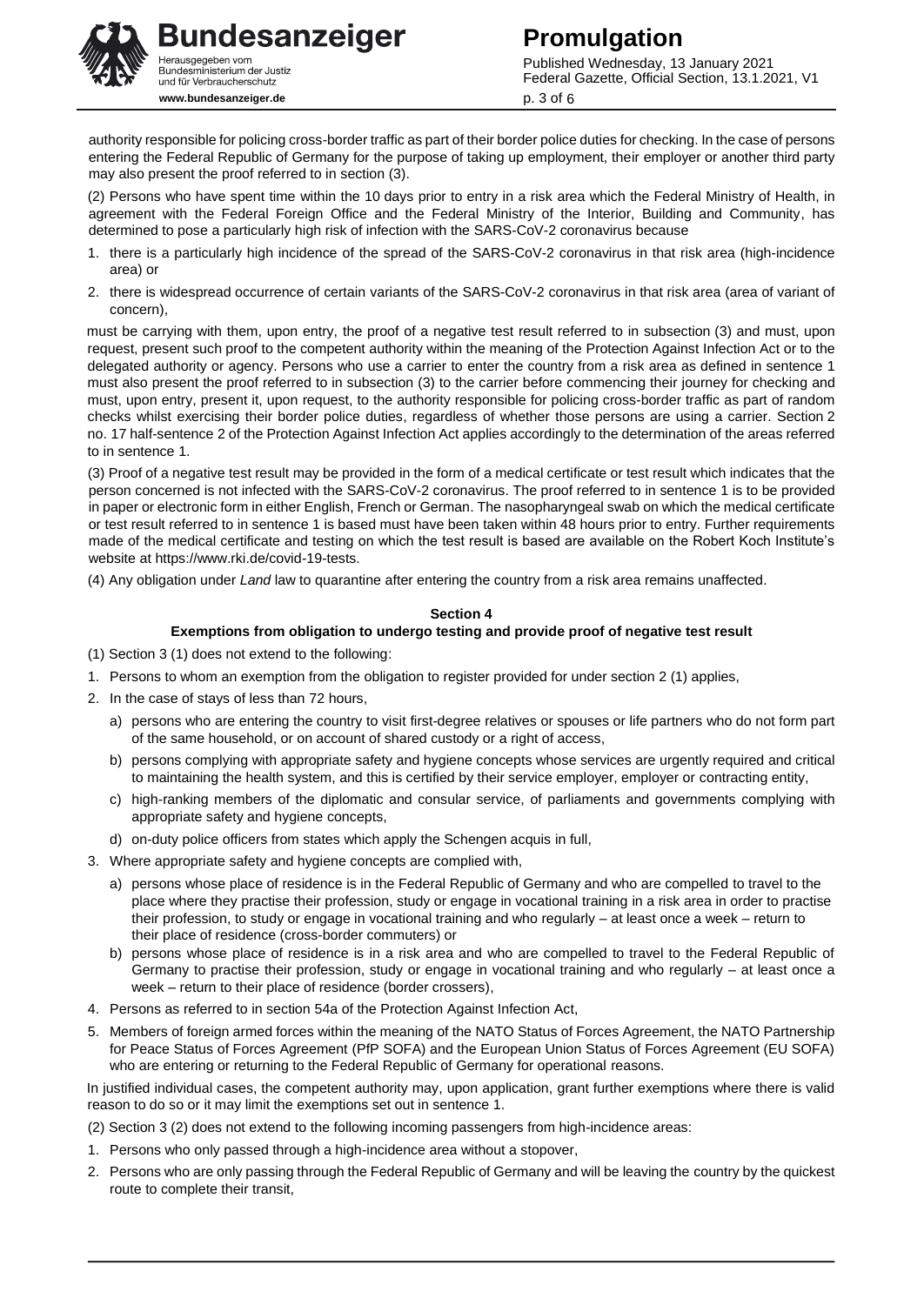authority responsible for policing cross-border traffic as part of their border police duties for checking. In the case of persons entering the Federal Republic of Germany for the purpose of taking up employment, their employer or another third party may also present the proof referred to in section (3).

(2) Persons who have spent time within the 10 days prior to entry in a risk area which the Federal Ministry of Health, in agreement with the Federal Foreign Office and the Federal Ministry of the Interior, Building and Community, has determined to pose a particularly high risk of infection with the SARS-CoV-2 coronavirus because

1. there is a particularly high incidence of the spread of the SARS-CoV-2 coronavirus in that risk area (high-incidence area) or
2. there is widespread occurrence of certain variants of the SARS-CoV-2 coronavirus in that risk area (area of variant of concern),

must be carrying with them, upon entry, the proof of a negative test result referred to in subsection (3) and must, upon request, present such proof to the competent authority within the meaning of the Protection Against Infection Act or to the delegated authority or agency. Persons who use a carrier to enter the country from a risk area as defined in sentence 1 must also present the proof referred to in subsection (3) to the carrier before commencing their journey for checking and must, upon entry, present it, upon request, to the authority responsible for policing cross-border traffic as part of random checks whilst exercising their border police duties, regardless of whether those persons are using a carrier. Section 2 no. 17 half-sentence 2 of the Protection Against Infection Act applies accordingly to the determination of the areas referred to in sentence 1.

(3) Proof of a negative test result may be provided in the form of a medical certificate or test result which indicates that the person concerned is not infected with the SARS-CoV-2 coronavirus. The proof referred to in sentence 1 is to be provided in paper or electronic form in either English, French or German. The nasopharyngeal swab on which the medical certificate or test result referred to in sentence 1 is based must have been taken within 48 hours prior to entry. Further requirements made of the medical certificate and testing on which the test result is based are available on the Robert Koch Institute's website at https://www.rki.de/covid-19-tests.

(4) Any obligation under *Land* law to quarantine after entering the country from a risk area remains unaffected.

**Section 4**

**Exemptions from obligation to undergo testing and provide proof of negative test result**

(1) Section 3 (1) does not extend to the following:

1. Persons to whom an exemption from the obligation to register provided for under section 2 (1) applies,
2. In the case of stays of less than 72 hours,
   a) persons who are entering the country to visit first-degree relatives or spouses or life partners who do not form part of the same household, or on account of shared custody or a right of access,
   b) persons complying with appropriate safety and hygiene concepts whose services are urgently required and critical to maintaining the health system, and this is certified by their service employer, employer or contracting entity,
   c) high-ranking members of the diplomatic and consular service, of parliaments and governments complying with appropriate safety and hygiene concepts,
   d) on-duty police officers from states which apply the Schengen acquis in full,
3. Where appropriate safety and hygiene concepts are complied with,
   a) persons whose place of residence is in the Federal Republic of Germany and who are compelled to travel to the place where they practise their profession, study or engage in vocational training in a risk area in order to practise their profession, to study or engage in vocational training and who regularly – at least once a week – return to their place of residence (cross-border commuters) or
   b) persons whose place of residence is in a risk area and who are compelled to travel to the Federal Republic of Germany to practise their profession, study or engage in vocational training and who regularly – at least once a week – return to their place of residence (border crossers),
4. Persons as referred to in section 54a of the Protection Against Infection Act,
5. Members of foreign armed forces within the meaning of the NATO Status of Forces Agreement, the NATO Partnership for Peace Status of Forces Agreement (PfP SOFA) and the European Union Status of Forces Agreement (EU SOFA) who are entering or returning to the Federal Republic of Germany for operational reasons.

In justified individual cases, the competent authority may, upon application, grant further exemptions where there is valid reason to do so or it may limit the exemptions set out in sentence 1.

(2) Section 3 (2) does not extend to the following incoming passengers from high-incidence areas:

1. Persons who only passed through a high-incidence area without a stopover,
2. Persons who are only passing through the Federal Republic of Germany and will be leaving the country by the quickest route to complete their transit,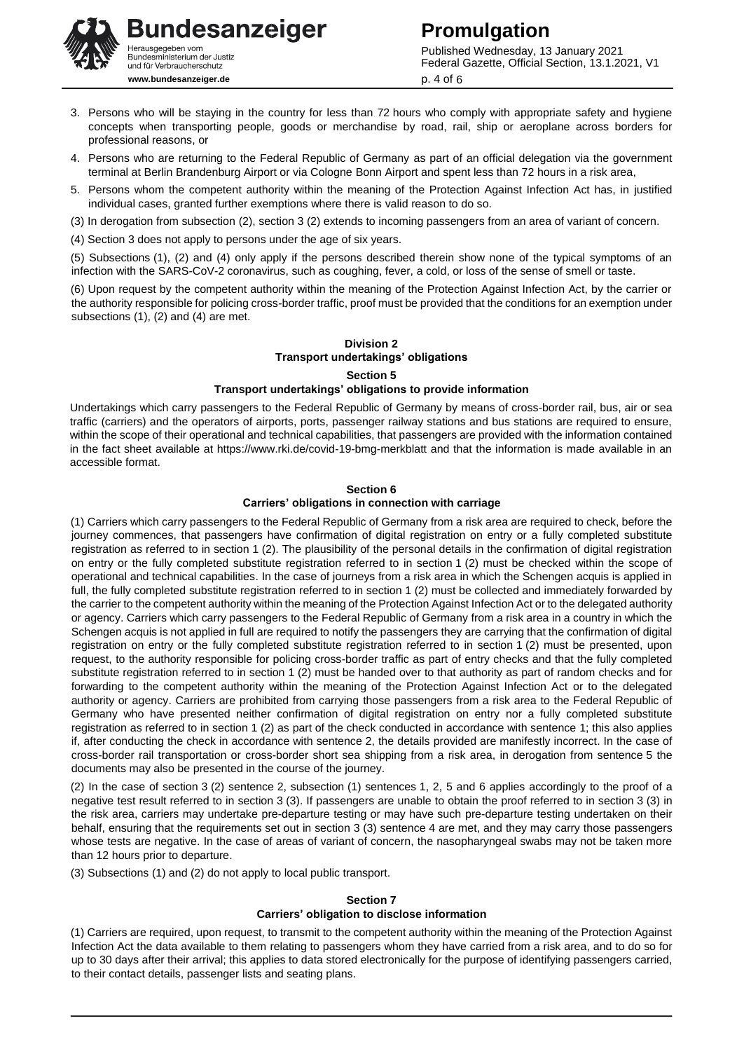3. Persons who will be staying in the country for less than 72 hours who comply with appropriate safety and hygiene concepts when transporting people, goods or merchandise by road, rail, ship or aeroplane across borders for professional reasons, or

4. Persons who are returning to the Federal Republic of Germany as part of an official delegation via the government terminal at Berlin Brandenburg Airport or via Cologne Bonn Airport and spent less than 72 hours in a risk area,

5. Persons whom the competent authority within the meaning of the Protection Against Infection Act has, in justified individual cases, granted further exemptions where there is valid reason to do so.

(3) In derogation from subsection (2), section 3 (2) extends to incoming passengers from an area of variant of concern.

(4) Section 3 does not apply to persons under the age of six years.

(5) Subsections (1), (2) and (4) only apply if the persons described therein show none of the typical symptoms of an infection with the SARS-CoV-2 coronavirus, such as coughing, fever, a cold, or loss of the sense of smell or taste.

(6) Upon request by the competent authority within the meaning of the Protection Against Infection Act, by the carrier or the authority responsible for policing cross-border traffic, proof must be provided that the conditions for an exemption under subsections (1), (2) and (4) are met.

## Division 2
## Transport undertakings' obligations

### Section 5
### Transport undertakings' obligations to provide information

Undertakings which carry passengers to the Federal Republic of Germany by means of cross-border rail, bus, air or sea traffic (carriers) and the operators of airports, ports, passenger railway stations and bus stations are required to ensure, within the scope of their operational and technical capabilities, that passengers are provided with the information contained in the fact sheet available at https://www.rki.de/covid-19-bmg-merkblatt and that the information is made available in an accessible format.

### Section 6
### Carriers' obligations in connection with carriage

(1) Carriers which carry passengers to the Federal Republic of Germany from a risk area are required to check, before the journey commences, that passengers have confirmation of digital registration on entry or a fully completed substitute registration as referred to in section 1 (2). The plausibility of the personal details in the confirmation of digital registration on entry or the fully completed substitute registration referred to in section 1 (2) must be checked within the scope of operational and technical capabilities. In the case of journeys from a risk area in which the Schengen acquis is applied in full, the fully completed substitute registration referred to in section 1 (2) must be collected and immediately forwarded by the carrier to the competent authority within the meaning of the Protection Against Infection Act or to the delegated authority or agency. Carriers which carry passengers to the Federal Republic of Germany from a risk area in a country in which the Schengen acquis is not applied in full are required to notify the passengers they are carrying that the confirmation of digital registration on entry or the fully completed substitute registration referred to in section 1 (2) must be presented, upon request, to the authority responsible for policing cross-border traffic as part of entry checks and that the fully completed substitute registration referred to in section 1 (2) must be handed over to that authority as part of random checks and for forwarding to the competent authority within the meaning of the Protection Against Infection Act or to the delegated authority or agency. Carriers are prohibited from carrying those passengers from a risk area to the Federal Republic of Germany who have presented neither confirmation of digital registration on entry nor a fully completed substitute registration as referred to in section 1 (2) as part of the check conducted in accordance with sentence 1; this also applies if, after conducting the check in accordance with sentence 2, the details provided are manifestly incorrect. In the case of cross-border rail transportation or cross-border short sea shipping from a risk area, in derogation from sentence 5 the documents may also be presented in the course of the journey.

(2) In the case of section 3 (2) sentence 2, subsection (1) sentences 1, 2, 5 and 6 applies accordingly to the proof of a negative test result referred to in section 3 (3). If passengers are unable to obtain the proof referred to in section 3 (3) in the risk area, carriers may undertake pre-departure testing or may have such pre-departure testing undertaken on their behalf, ensuring that the requirements set out in section 3 (3) sentence 4 are met, and they may carry those passengers whose tests are negative. In the case of areas of variant of concern, the nasopharyngeal swabs may not be taken more than 12 hours prior to departure.

(3) Subsections (1) and (2) do not apply to local public transport.

### Section 7
### Carriers' obligation to disclose information

(1) Carriers are required, upon request, to transmit to the competent authority within the meaning of the Protection Against Infection Act the data available to them relating to passengers whom they have carried from a risk area, and to do so for up to 30 days after their arrival; this applies to data stored electronically for the purpose of identifying passengers carried, to their contact details, passenger lists and seating plans.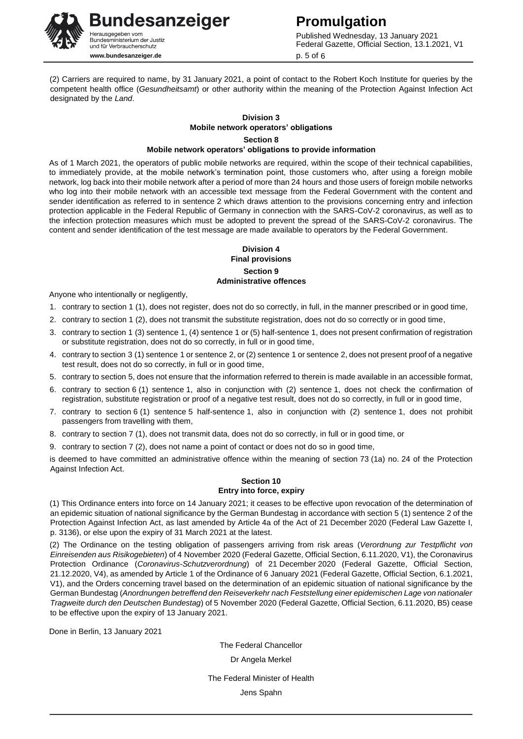(2) Carriers are required to name, by 31 January 2021, a point of contact to the Robert Koch Institute for queries by the competent health office (*Gesundheitsamt*) or other authority within the meaning of the Protection Against Infection Act designated by the *Land*.

## Division 3
## Mobile network operators' obligations

### Section 8
### Mobile network operators' obligations to provide information

As of 1 March 2021, the operators of public mobile networks are required, within the scope of their technical capabilities, to immediately provide, at the mobile network's termination point, those customers who, after using a foreign mobile network, log back into their mobile network after a period of more than 24 hours and those users of foreign mobile networks who log into their mobile network with an accessible text message from the Federal Government with the content and sender identification as referred to in sentence 2 which draws attention to the provisions concerning entry and infection protection applicable in the Federal Republic of Germany in connection with the SARS-CoV-2 coronavirus, as well as to the infection protection measures which must be adopted to prevent the spread of the SARS-CoV-2 coronavirus. The content and sender identification of the test message are made available to operators by the Federal Government.

## Division 4
## Final provisions

### Section 9
### Administrative offences

Anyone who intentionally or negligently,

1. contrary to section 1 (1), does not register, does not do so correctly, in full, in the manner prescribed or in good time,
2. contrary to section 1 (2), does not transmit the substitute registration, does not do so correctly or in good time,
3. contrary to section 1 (3) sentence 1, (4) sentence 1 or (5) half-sentence 1, does not present confirmation of registration or substitute registration, does not do so correctly, in full or in good time,
4. contrary to section 3 (1) sentence 1 or sentence 2, or (2) sentence 1 or sentence 2, does not present proof of a negative test result, does not do so correctly, in full or in good time,
5. contrary to section 5, does not ensure that the information referred to therein is made available in an accessible format,
6. contrary to section 6 (1) sentence 1, also in conjunction with (2) sentence 1, does not check the confirmation of registration, substitute registration or proof of a negative test result, does not do so correctly, in full or in good time,
7. contrary to section 6 (1) sentence 5 half-sentence 1, also in conjunction with (2) sentence 1, does not prohibit passengers from travelling with them,
8. contrary to section 7 (1), does not transmit data, does not do so correctly, in full or in good time, or
9. contrary to section 7 (2), does not name a point of contact or does not do so in good time,

is deemed to have committed an administrative offence within the meaning of section 73 (1a) no. 24 of the Protection Against Infection Act.

### Section 10
### Entry into force, expiry

(1) This Ordinance enters into force on 14 January 2021; it ceases to be effective upon revocation of the determination of an epidemic situation of national significance by the German Bundestag in accordance with section 5 (1) sentence 2 of the Protection Against Infection Act, as last amended by Article 4a of the Act of 21 December 2020 (Federal Law Gazette I, p. 3136), or else upon the expiry of 31 March 2021 at the latest.

(2) The Ordinance on the testing obligation of passengers arriving from risk areas (*Verordnung zur Testpflicht von Einreisenden aus Risikogebieten*) of 4 November 2020 (Federal Gazette, Official Section, 6.11.2020, V1), the Coronavirus Protection Ordinance (*Coronavirus-Schutzverordnung*) of 21 December 2020 (Federal Gazette, Official Section, 21.12.2020, V4), as amended by Article 1 of the Ordinance of 6 January 2021 (Federal Gazette, Official Section, 6.1.2021, V1), and the Orders concerning travel based on the determination of an epidemic situation of national significance by the German Bundestag (*Anordnungen betreffend den Reiseverkehr nach Feststellung einer epidemischen Lage von nationaler Tragweite durch den Deutschen Bundestag*) of 5 November 2020 (Federal Gazette, Official Section, 6.11.2020, B5) cease to be effective upon the expiry of 13 January 2021.

Done in Berlin, 13 January 2021

The Federal Chancellor

Dr Angela Merkel

The Federal Minister of Health

Jens Spahn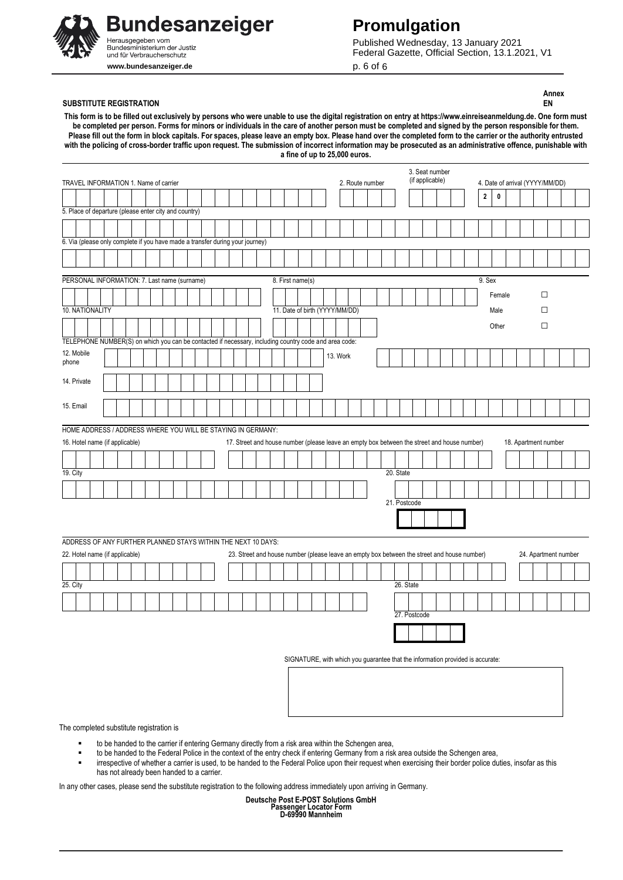**Annex**
**EN**

## SUBSTITUTE REGISTRATION

**This form is to be filled out exclusively by persons who were unable to use the digital registration on entry at https://www.einreiseanmeldung.de. One form must be completed per person. Forms for minors or individuals in the care of another person must be completed and signed by the person responsible for them. Please fill out the form in block capitals. For spaces, please leave an empty box. Please hand over the completed form to the carrier or the authority entrusted with the policing of cross-border traffic upon request. The submission of incorrect information may be prosecuted as an administrative offence, punishable with a fine of up to 25,000 euros.**

TRAVEL INFORMATION 1. Name of carrier

2. Route number

3. Seat number (if applicable)

4. Date of arrival (YYYY/MM/DD) 2 0

5. Place of departure (please enter city and country)

6. Via (please only complete if you have made a transfer during your journey)

PERSONAL INFORMATION: 7. Last name (surname)

8. First name(s)

9. Sex
- Female ☐
- Male ☐
- Other ☐

10. NATIONALITY

11. Date of birth (YYYY/MM/DD)

TELEPHONE NUMBER(S) on which you can be contacted if necessary, including country code and area code:

12. Mobile phone

13. Work

14. Private

15. Email

HOME ADDRESS / ADDRESS WHERE YOU WILL BE STAYING IN GERMANY:

16. Hotel name (if applicable)

17. Street and house number (please leave an empty box between the street and house number)

18. Apartment number

19. City

20. State

21. Postcode

ADDRESS OF ANY FURTHER PLANNED STAYS WITHIN THE NEXT 10 DAYS:

22. Hotel name (if applicable)

23. Street and house number (please leave an empty box between the street and house number)

24. Apartment number

25. City

26. State

27. Postcode

SIGNATURE, with which you guarantee that the information provided is accurate:

The completed substitute registration is

- to be handed to the carrier if entering Germany directly from a risk area within the Schengen area,
- to be handed to the Federal Police in the context of the entry check if entering Germany from a risk area outside the Schengen area,
- irrespective of whether a carrier is used, to be handed to the Federal Police upon their request when exercising their border police duties, insofar as this has not already been handed to a carrier.

In any other cases, please send the substitute registration to the following address immediately upon arriving in Germany.

**Deutsche Post E-POST Solutions GmbH**
**Passenger Locator Form**
**D-69990 Mannheim**